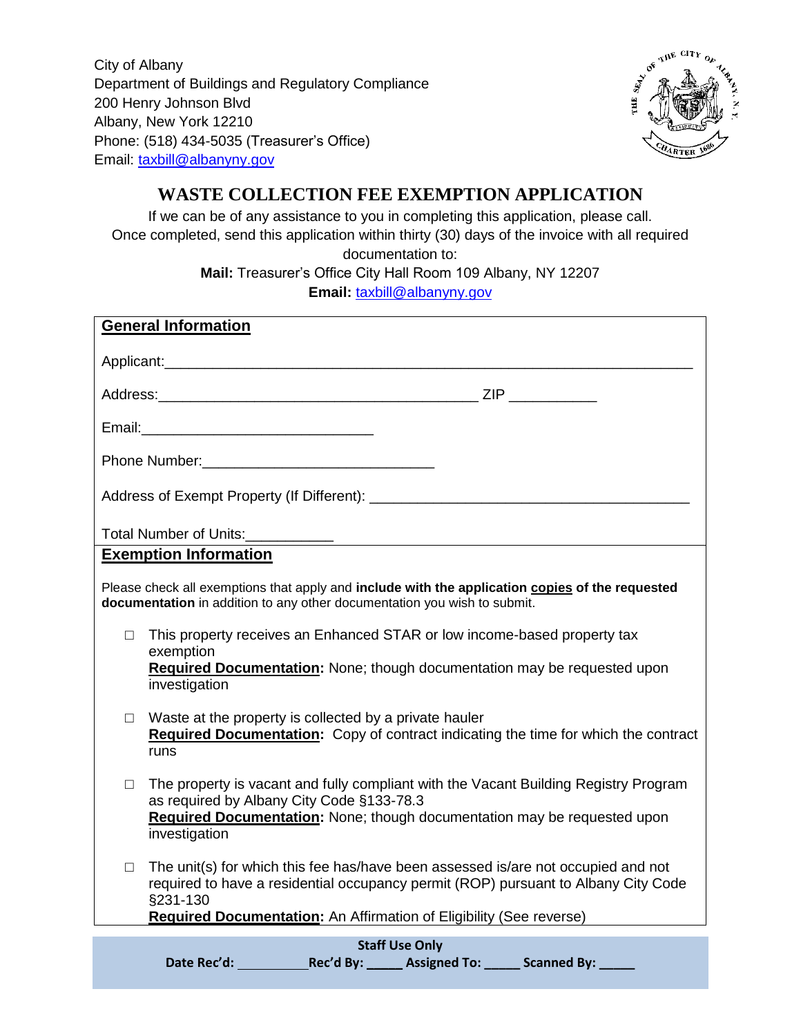City of Albany
Department of Buildings and Regulatory Compliance
200 Henry Johnson Blvd
Albany, New York 12210
Phone: (518) 434-5035 (Treasurer's Office)
Email: taxbill@albanyny.gov

# WASTE COLLECTION FEE EXEMPTION APPLICATION

If we can be of any assistance to you in completing this application, please call.
Once completed, send this application within thirty (30) days of the invoice with all required documentation to:

**Mail:** Treasurer's Office City Hall Room 109 Albany, NY 12207
**Email:** taxbill@albanyny.gov

## General Information

Applicant:_______________________________________________

Address:___________________________ ZIP ___________

Email:_____________________________

Phone Number:_____________________________

Address of Exempt Property (If Different): _______________________________

Total Number of Units:___________

## Exemption Information

Please check all exemptions that apply and **include with the application copies of the requested documentation** in addition to any other documentation you wish to submit.

- ☐ This property receives an Enhanced STAR or low income-based property tax exemption
  **Required Documentation:** None; though documentation may be requested upon investigation

- ☐ Waste at the property is collected by a private hauler
  **Required Documentation:** Copy of contract indicating the time for which the contract runs

- ☐ The property is vacant and fully compliant with the Vacant Building Registry Program as required by Albany City Code §133-78.3
  **Required Documentation:** None; though documentation may be requested upon investigation

- ☐ The unit(s) for which this fee has/have been assessed is/are not occupied and not required to have a residential occupancy permit (ROP) pursuant to Albany City Code §231-130
  **Required Documentation:** An Affirmation of Eligibility (See reverse)

**Staff Use Only**
Date Rec'd: __________ Rec'd By: _____ Assigned To: _____ Scanned By: _____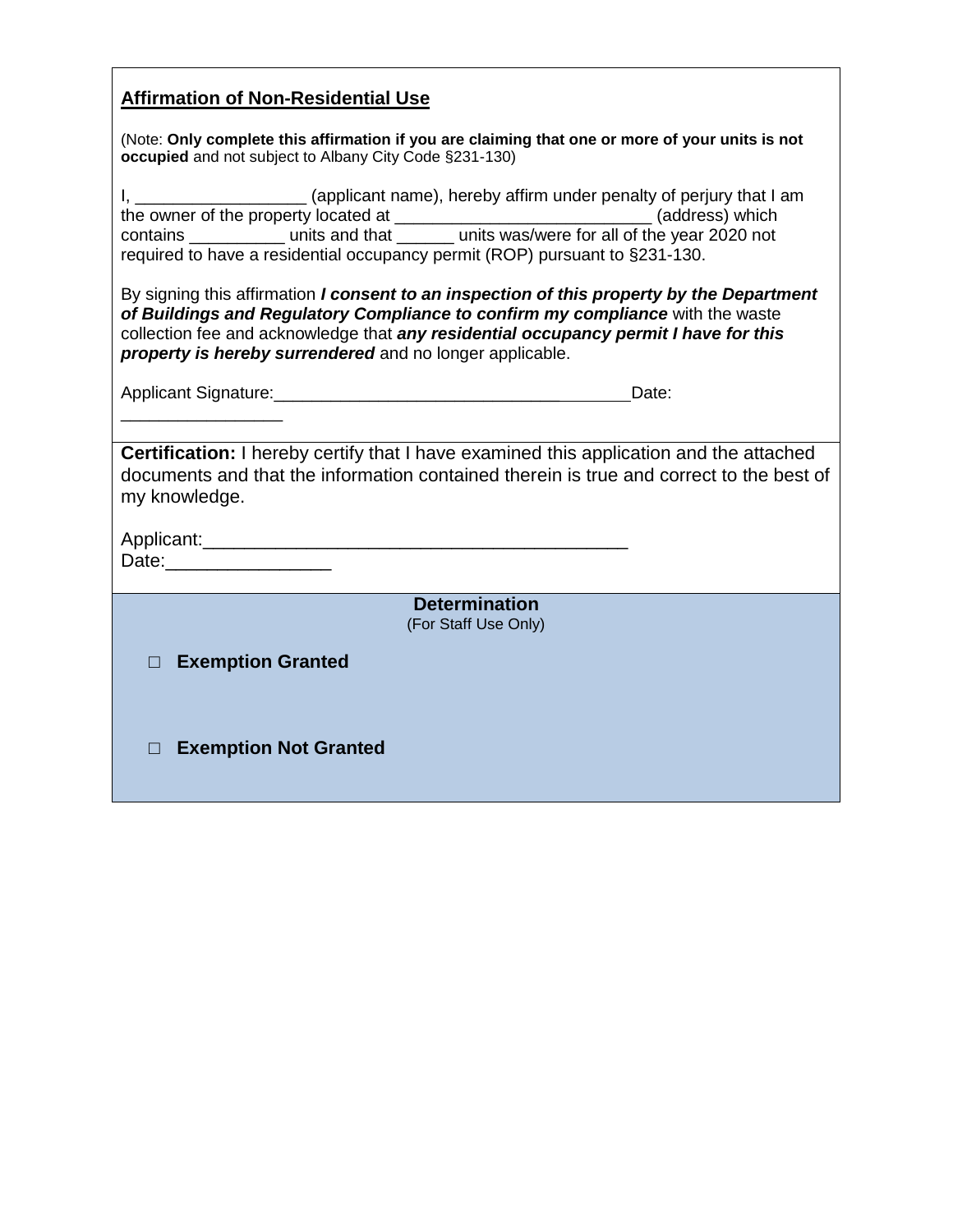**Affirmation of Non-Residential Use**

(Note: **Only complete this affirmation if you are claiming that one or more of your units is not occupied** and not subject to Albany City Code §231-130)

I, _________________ (applicant name), hereby affirm under penalty of perjury that I am the owner of the property located at ___________________________ (address) which contains __________ units and that ______ units was/were for all of the year 2020 not required to have a residential occupancy permit (ROP) pursuant to §231-130.

By signing this affirmation ***I consent to an inspection of this property by the Department of Buildings and Regulatory Compliance to confirm my compliance*** with the waste collection fee and acknowledge that ***any residential occupancy permit I have for this property is hereby surrendered*** and no longer applicable.

Applicant Signature:_______________________________________Date: _________________

**Certification:** I hereby certify that I have examined this application and the attached documents and that the information contained therein is true and correct to the best of my knowledge.

Applicant:_________________________________________
Date:________________

**Determination**
(For Staff Use Only)

□ **Exemption Granted**

□ **Exemption Not Granted**